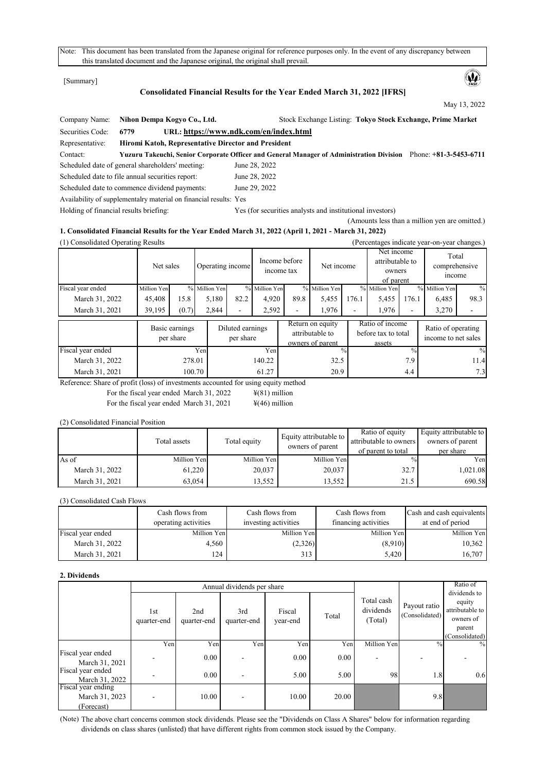Note: This document has been translated from the Japanese original for reference purposes only. In the event of any discrepancy between this translated document and the Japanese original, the original shall prevail.

[Summary]

# Consolidated Financial Results for the Year Ended March 31, 2022 [IFRS]

May 13, 2022

Company Name: **Nihon Dempa Kogyo Co., Ltd.** Stock Exchange Listing: **Tokyo Stock Exchange, Prime Market**

Securities Code: **6779** URL: **https://www.ndk.com/en/index.html**

Representative: **Hiromi Katoh, Representative Director and President**

Contact: **Yuzuru Takeuchi, Senior Corporate Officer and General Manager of Administration Division** Phone: **+81-3-5453-6711**

Scheduled date of general shareholders' meeting: June 28, 2022

Scheduled date to file annual securities report: June 28, 2022

Scheduled date to commence dividend payments: June 29, 2022

Availability of supplementalry material on financial results: Yes

Holding of financial results briefing: Yes (for securities analysts and institutional investors)

(Amounts less than a million yen are omitted.)

## 1. Consolidated Financial Results for the Year Ended March 31, 2022 (April 1, 2021 - March 31, 2022)

(1) Consolidated Operating Results (Percentages indicate year-on-year changes.)

| | Net sales | | Operating income | | Income before income tax | | Net income | | Net income attributable to owners of parent | | Total comprehensive income | |
|---|---|---|---|---|---|---|---|---|---|---|---|---|
| Fiscal year ended | Million Yen | % | Million Yen | % | Million Yen | % | Million Yen | % | Million Yen | % | Million Yen | % |
| March 31, 2022 | 45,408 | 15.8 | 5,180 | 82.2 | 4,920 | 89.8 | 5,455 | 176.1 | 5,455 | 176.1 | 6,485 | 98.3 |
| March 31, 2021 | 39,195 | (0.7) | 2,844 | - | 2,592 | - | 1,976 | - | 1,976 | - | 3,270 | - |

| | Basic earnings per share | Diluted earnings per share | Return on equity attributable to owners of parent | Ratio of income before tax to total assets | Ratio of operating income to net sales |
|---|---|---|---|---|---|
| Fiscal year ended | Yen | Yen | % | % | % |
| March 31, 2022 | 278.01 | 140.22 | 32.5 | 7.9 | 11.4 |
| March 31, 2021 | 100.70 | 61.27 | 20.9 | 4.4 | 7.3 |

Reference: Share of profit (loss) of investments accounted for using equity method

For the fiscal year ended March 31, 2022 ¥(81) million

For the fiscal year ended March 31, 2021 ¥(46) million

(2) Consolidated Financial Position

| | Total assets | Total equity | Equity attributable to owners of parent | Ratio of equity attributable to owners of parent to total | Equity attributable to owners of parent per share |
|---|---|---|---|---|---|
| As of | Million Yen | Million Yen | Million Yen | % | Yen |
| March 31, 2022 | 61,220 | 20,037 | 20,037 | 32.7 | 1,021.08 |
| March 31, 2021 | 63,054 | 13,552 | 13,552 | 21.5 | 690.58 |

(3) Consolidated Cash Flows

| | Cash flows from operating activities | Cash flows from investing activities | Cash flows from financing activities | Cash and cash equivalents at end of period |
|---|---|---|---|---|
| Fiscal year ended | Million Yen | Million Yen | Million Yen | Million Yen |
| March 31, 2022 | 4,560 | (2,326) | (8,910) | 10,362 |
| March 31, 2021 | 124 | 313 | 5,420 | 16,707 |

## 2. Dividends

| | Annual dividends per share | | | | | Total cash dividends (Total) | Payout ratio (Consolidated) | Ratio of dividends to equity attributable to owners of parent (Consolidated) |
|---|---|---|---|---|---|---|---|---|
| | 1st quarter-end | 2nd quarter-end | 3rd quarter-end | Fiscal year-end | Total | | | |
| | Yen | Yen | Yen | Yen | Yen | Million Yen | % | % |
| Fiscal year ended March 31, 2021 | - | 0.00 | - | 0.00 | 0.00 | - | - | - |
| Fiscal year ended March 31, 2022 | - | 0.00 | - | 5.00 | 5.00 | 98 | 1.8 | 0.6 |
| Fiscal year ending March 31, 2023 (Forecast) | - | 10.00 | - | 10.00 | 20.00 | | 9.8 | |

(Note) The above chart concerns common stock dividends. Please see the "Dividends on Class A Shares" below for information regarding dividends on class shares (unlisted) that have different rights from common stock issued by the Company.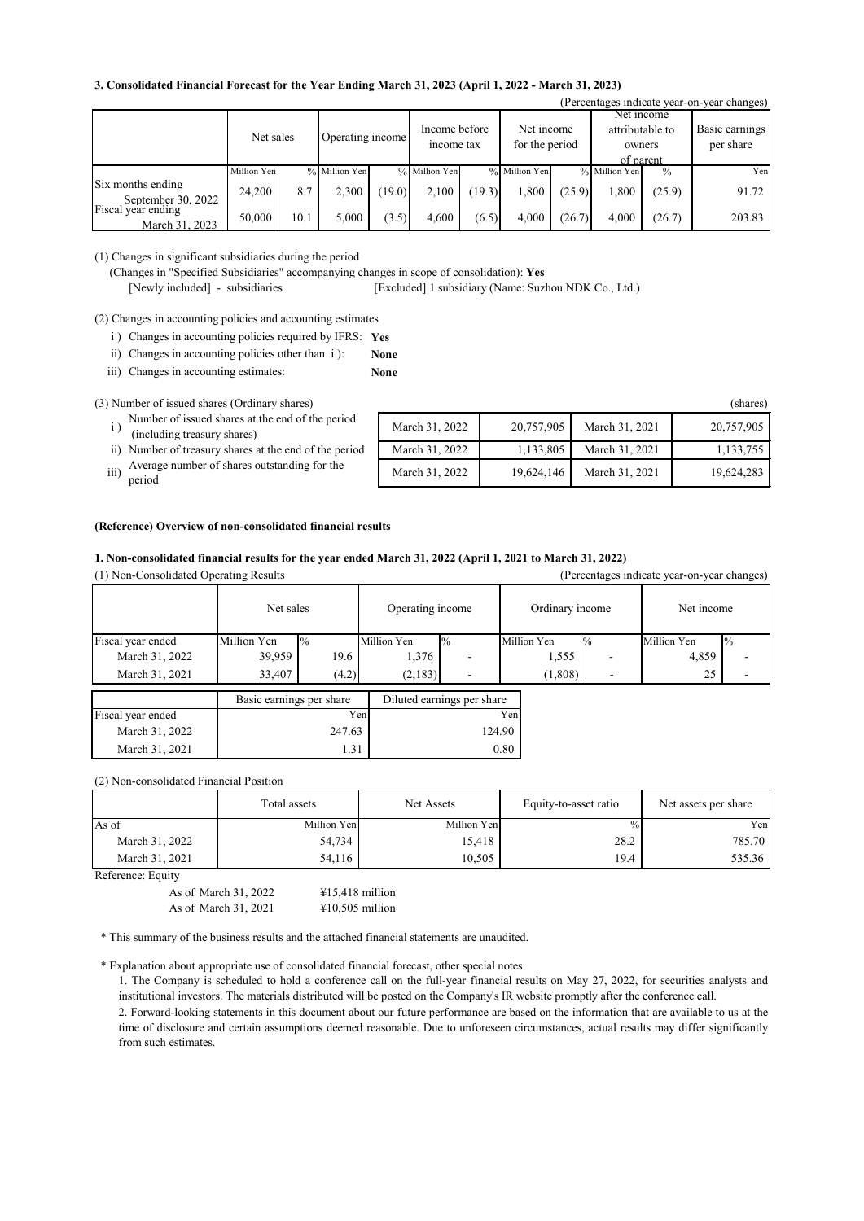### 3. Consolidated Financial Forecast for the Year Ending March 31, 2023 (April 1, 2022 - March 31, 2023)

(Percentages indicate year-on-year changes)

| | Net sales | | Operating income | | Income before income tax | | Net income for the period | | Net income attributable to owners of parent | | Basic earnings per share |
|---|---|---|---|---|---|---|---|---|---|---|---|
| | Million Yen | % | Million Yen | % | Million Yen | % | Million Yen | % | Million Yen | % | Yen |
| Six months ending September 30, 2022 | 24,200 | 8.7 | 2,300 | (19.0) | 2,100 | (19.3) | 1,800 | (25.9) | 1,800 | (25.9) | 91.72 |
| Fiscal year ending March 31, 2023 | 50,000 | 10.1 | 5,000 | (3.5) | 4,600 | (6.5) | 4,000 | (26.7) | 4,000 | (26.7) | 203.83 |

(1) Changes in significant subsidiaries during the period

(Changes in "Specified Subsidiaries" accompanying changes in scope of consolidation): **Yes**

[Newly included] - subsidiaries [Excluded] 1 subsidiary (Name: Suzhou NDK Co., Ltd.)

(2) Changes in accounting policies and accounting estimates

i ) Changes in accounting policies required by IFRS: **Yes**

ii) Changes in accounting policies other than i ): **None**

iii) Changes in accounting estimates: **None**

(3) Number of issued shares (Ordinary shares) (shares)

| | | | | |
|---|---|---|---|---|
| i ) Number of issued shares at the end of the period (including treasury shares) | March 31, 2022 | 20,757,905 | March 31, 2021 | 20,757,905 |
| ii) Number of treasury shares at the end of the period | March 31, 2022 | 1,133,805 | March 31, 2021 | 1,133,755 |
| iii) Average number of shares outstanding for the period | March 31, 2022 | 19,624,146 | March 31, 2021 | 19,624,283 |

#### (Reference) Overview of non-consolidated financial results

#### 1. Non-consolidated financial results for the year ended March 31, 2022 (April 1, 2021 to March 31, 2022)

(1) Non-Consolidated Operating Results (Percentages indicate year-on-year changes)

| | Net sales | | Operating income | | Ordinary income | | Net income | |
|---|---|---|---|---|---|---|---|---|
| Fiscal year ended | Million Yen | % | Million Yen | % | Million Yen | % | Million Yen | % |
| March 31, 2022 | 39,959 | 19.6 | 1,376 | - | 1,555 | - | 4,859 | - |
| March 31, 2021 | 33,407 | (4.2) | (2,183) | - | (1,808) | - | 25 | - |

| | Basic earnings per share | Diluted earnings per share |
|---|---|---|
| Fiscal year ended | Yen | Yen |
| March 31, 2022 | 247.63 | 124.90 |
| March 31, 2021 | 1.31 | 0.80 |

(2) Non-consolidated Financial Position

| | Total assets | Net Assets | Equity-to-asset ratio | Net assets per share |
|---|---|---|---|---|
| As of | Million Yen | Million Yen | % | Yen |
| March 31, 2022 | 54,734 | 15,418 | 28.2 | 785.70 |
| March 31, 2021 | 54,116 | 10,505 | 19.4 | 535.36 |

Reference: Equity

As of March 31, 2022 ¥15,418 million

As of March 31, 2021 ¥10,505 million

\* This summary of the business results and the attached financial statements are unaudited.

\* Explanation about appropriate use of consolidated financial forecast, other special notes

1. The Company is scheduled to hold a conference call on the full-year financial results on May 27, 2022, for securities analysts and institutional investors. The materials distributed will be posted on the Company's IR website promptly after the conference call.

2. Forward-looking statements in this document about our future performance are based on the information that are available to us at the time of disclosure and certain assumptions deemed reasonable. Due to unforeseen circumstances, actual results may differ significantly from such estimates.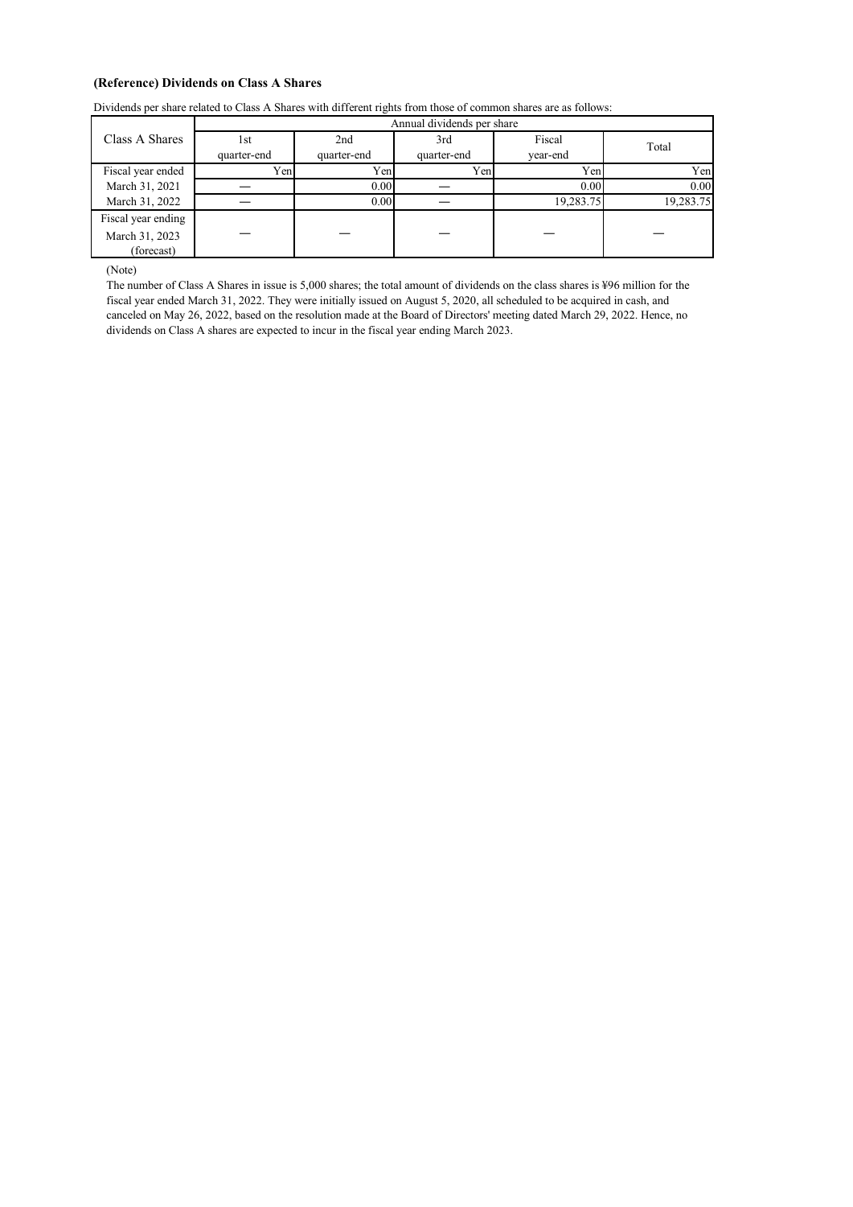**(Reference) Dividends on Class A Shares**

Dividends per share related to Class A Shares with different rights from those of common shares are as follows:

| Class A Shares | Annual dividends per share | | | | |
|---|---|---|---|---|---|
| | 1st quarter-end | 2nd quarter-end | 3rd quarter-end | Fiscal year-end | Total |
| Fiscal year ended | Yen | Yen | Yen | Yen | Yen |
| March 31, 2021 | — | 0.00 | — | 0.00 | 0.00 |
| March 31, 2022 | — | 0.00 | — | 19,283.75 | 19,283.75 |
| Fiscal year ending March 31, 2023 (forecast) | — | — | — | — | — |

(Note)

The number of Class A Shares in issue is 5,000 shares; the total amount of dividends on the class shares is ¥96 million for the fiscal year ended March 31, 2022. They were initially issued on August 5, 2020, all scheduled to be acquired in cash, and canceled on May 26, 2022, based on the resolution made at the Board of Directors' meeting dated March 29, 2022. Hence, no dividends on Class A shares are expected to incur in the fiscal year ending March 2023.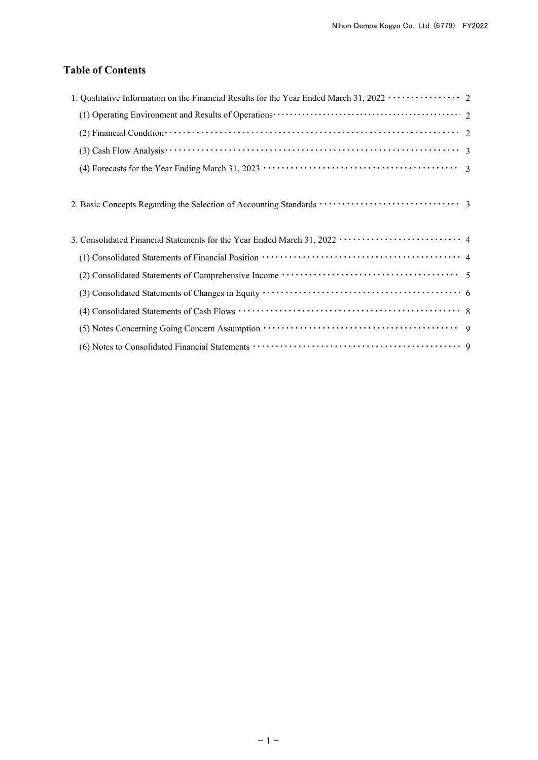# Table of Contents

1. Qualitative Information on the Financial Results for the Year Ended March 31, 2022 ・・・・・・・・・・・・・・・・ 2
   - (1) Operating Environment and Results of Operations・・・・・・・・・・・・・・・・・・・・・・・・・・・・・・・・・・・・・・・・・・・・ 2
   - (2) Financial Condition・・・・・・・・・・・・・・・・・・・・・・・・・・・・・・・・・・・・・・・・・・・・・・・・・・・・・・・・・・・・・・ 2
   - (3) Cash Flow Analysis・・・・・・・・・・・・・・・・・・・・・・・・・・・・・・・・・・・・・・・・・・・・・・・・・・・・・・・・・・・・・・ 3
   - (4) Forecasts for the Year Ending March 31, 2023 ・・・・・・・・・・・・・・・・・・・・・・・・・・・・・・・・・・・・・・・・・・・ 3

2. Basic Concepts Regarding the Selection of Accounting Standards ・・・・・・・・・・・・・・・・・・・・・・・・・・・・・・ 3

3. Consolidated Financial Statements for the Year Ended March 31, 2022 ・・・・・・・・・・・・・・・・・・・・・・・・・・・ 4
   - (1) Consolidated Statements of Financial Position ・・・・・・・・・・・・・・・・・・・・・・・・・・・・・・・・・・・・・・・・・・・・ 4
   - (2) Consolidated Statements of Comprehensive Income ・・・・・・・・・・・・・・・・・・・・・・・・・・・・・・・・・・・・・・・ 5
   - (3) Consolidated Statements of Changes in Equity ・・・・・・・・・・・・・・・・・・・・・・・・・・・・・・・・・・・・・・・・・・・・ 6
   - (4) Consolidated Statements of Cash Flows ・・・・・・・・・・・・・・・・・・・・・・・・・・・・・・・・・・・・・・・・・・・・・・・・・・ 8
   - (5) Notes Concerning Going Concern Assumption ・・・・・・・・・・・・・・・・・・・・・・・・・・・・・・・・・・・・・・・・・・・ 9
   - (6) Notes to Consolidated Financial Statements ・・・・・・・・・・・・・・・・・・・・・・・・・・・・・・・・・・・・・・・・・・・・・・ 9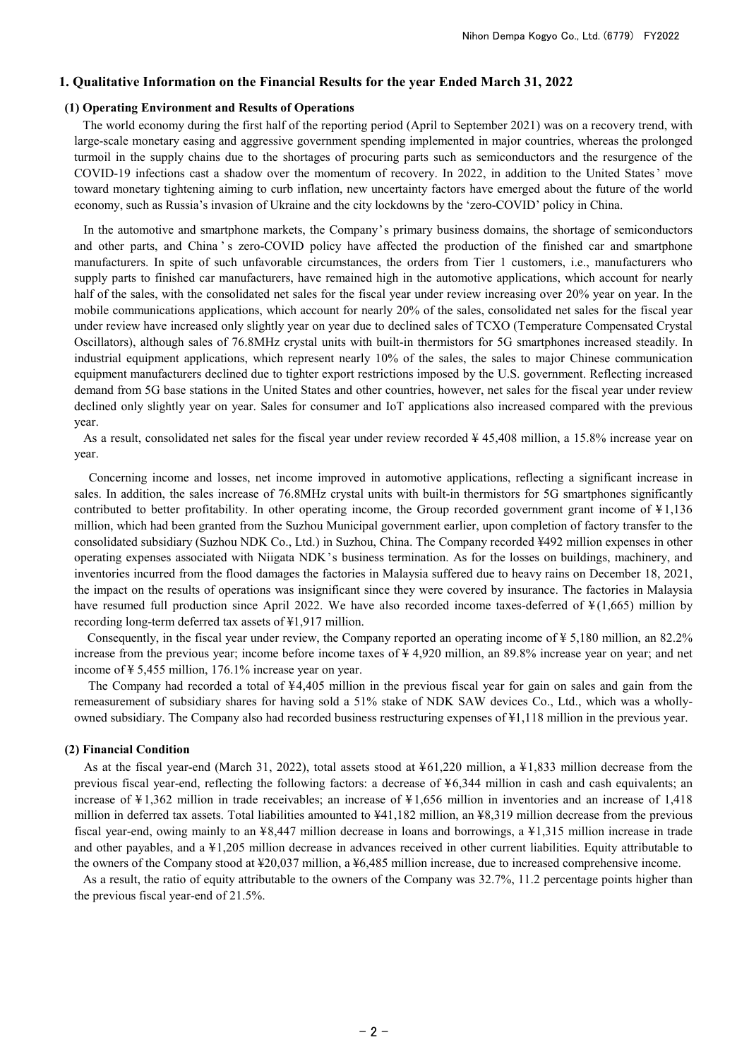## 1. Qualitative Information on the Financial Results for the year Ended March 31, 2022

### (1) Operating Environment and Results of Operations

The world economy during the first half of the reporting period (April to September 2021) was on a recovery trend, with large-scale monetary easing and aggressive government spending implemented in major countries, whereas the prolonged turmoil in the supply chains due to the shortages of procuring parts such as semiconductors and the resurgence of the COVID-19 infections cast a shadow over the momentum of recovery. In 2022, in addition to the United States' move toward monetary tightening aiming to curb inflation, new uncertainty factors have emerged about the future of the world economy, such as Russia's invasion of Ukraine and the city lockdowns by the 'zero-COVID' policy in China.

In the automotive and smartphone markets, the Company's primary business domains, the shortage of semiconductors and other parts, and China's zero-COVID policy have affected the production of the finished car and smartphone manufacturers. In spite of such unfavorable circumstances, the orders from Tier 1 customers, i.e., manufacturers who supply parts to finished car manufacturers, have remained high in the automotive applications, which account for nearly half of the sales, with the consolidated net sales for the fiscal year under review increasing over 20% year on year. In the mobile communications applications, which account for nearly 20% of the sales, consolidated net sales for the fiscal year under review have increased only slightly year on year due to declined sales of TCXO (Temperature Compensated Crystal Oscillators), although sales of 76.8MHz crystal units with built-in thermistors for 5G smartphones increased steadily. In industrial equipment applications, which represent nearly 10% of the sales, the sales to major Chinese communication equipment manufacturers declined due to tighter export restrictions imposed by the U.S. government. Reflecting increased demand from 5G base stations in the United States and other countries, however, net sales for the fiscal year under review declined only slightly year on year. Sales for consumer and IoT applications also increased compared with the previous year.

As a result, consolidated net sales for the fiscal year under review recorded ¥ 45,408 million, a 15.8% increase year on year.

Concerning income and losses, net income improved in automotive applications, reflecting a significant increase in sales. In addition, the sales increase of 76.8MHz crystal units with built-in thermistors for 5G smartphones significantly contributed to better profitability. In other operating income, the Group recorded government grant income of ¥1,136 million, which had been granted from the Suzhou Municipal government earlier, upon completion of factory transfer to the consolidated subsidiary (Suzhou NDK Co., Ltd.) in Suzhou, China. The Company recorded ¥492 million expenses in other operating expenses associated with Niigata NDK's business termination. As for the losses on buildings, machinery, and inventories incurred from the flood damages the factories in Malaysia suffered due to heavy rains on December 18, 2021, the impact on the results of operations was insignificant since they were covered by insurance. The factories in Malaysia have resumed full production since April 2022. We have also recorded income taxes-deferred of ¥(1,665) million by recording long-term deferred tax assets of ¥1,917 million.

Consequently, in the fiscal year under review, the Company reported an operating income of ¥ 5,180 million, an 82.2% increase from the previous year; income before income taxes of ¥ 4,920 million, an 89.8% increase year on year; and net income of ¥ 5,455 million, 176.1% increase year on year.

The Company had recorded a total of ¥4,405 million in the previous fiscal year for gain on sales and gain from the remeasurement of subsidiary shares for having sold a 51% stake of NDK SAW devices Co., Ltd., which was a wholly-owned subsidiary. The Company also had recorded business restructuring expenses of ¥1,118 million in the previous year.

### (2) Financial Condition

As at the fiscal year-end (March 31, 2022), total assets stood at ¥61,220 million, a ¥1,833 million decrease from the previous fiscal year-end, reflecting the following factors: a decrease of ¥6,344 million in cash and cash equivalents; an increase of ¥1,362 million in trade receivables; an increase of ¥1,656 million in inventories and an increase of 1,418 million in deferred tax assets. Total liabilities amounted to ¥41,182 million, an ¥8,319 million decrease from the previous fiscal year-end, owing mainly to an ¥8,447 million decrease in loans and borrowings, a ¥1,315 million increase in trade and other payables, and a ¥1,205 million decrease in advances received in other current liabilities. Equity attributable to the owners of the Company stood at ¥20,037 million, a ¥6,485 million increase, due to increased comprehensive income.

As a result, the ratio of equity attributable to the owners of the Company was 32.7%, 11.2 percentage points higher than the previous fiscal year-end of 21.5%.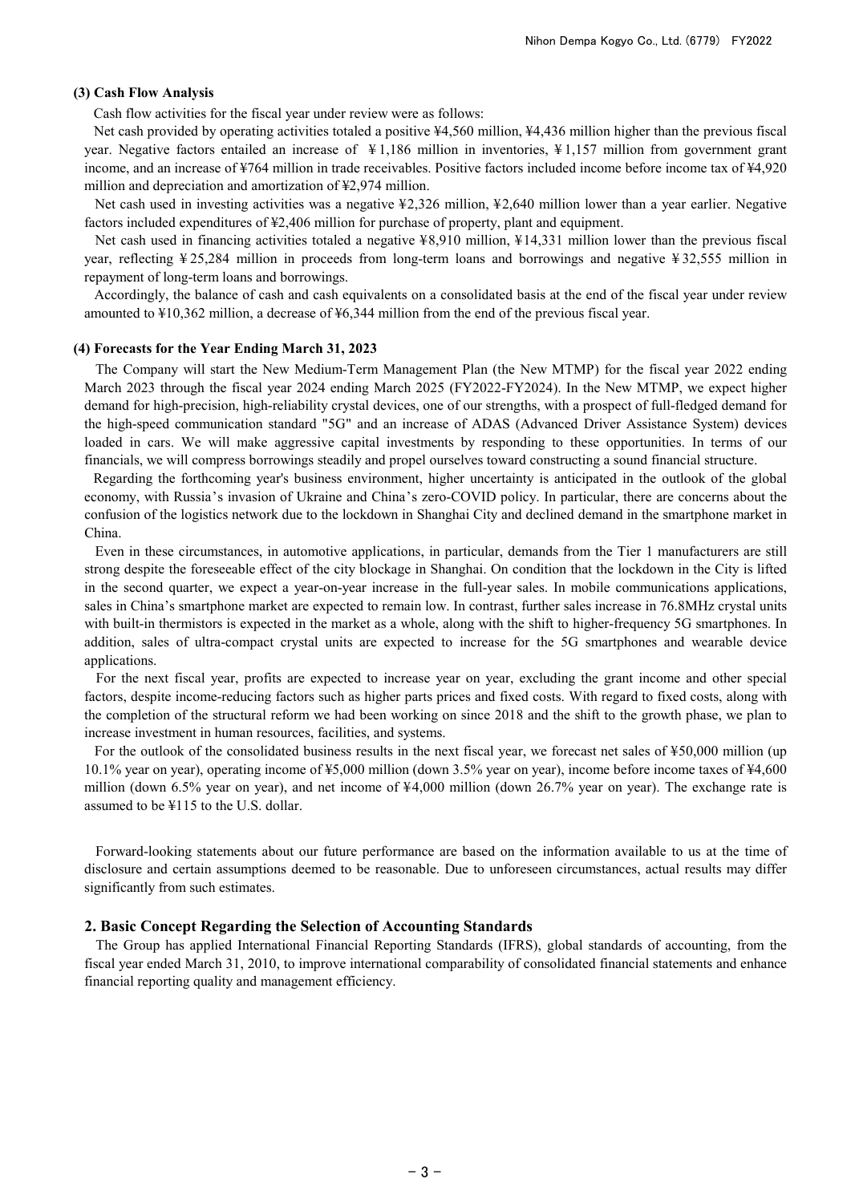**(3) Cash Flow Analysis**

Cash flow activities for the fiscal year under review were as follows:

Net cash provided by operating activities totaled a positive ¥4,560 million, ¥4,436 million higher than the previous fiscal year. Negative factors entailed an increase of ¥1,186 million in inventories, ¥1,157 million from government grant income, and an increase of ¥764 million in trade receivables. Positive factors included income before income tax of ¥4,920 million and depreciation and amortization of ¥2,974 million.

Net cash used in investing activities was a negative ¥2,326 million, ¥2,640 million lower than a year earlier. Negative factors included expenditures of ¥2,406 million for purchase of property, plant and equipment.

Net cash used in financing activities totaled a negative ¥8,910 million, ¥14,331 million lower than the previous fiscal year, reflecting ¥25,284 million in proceeds from long-term loans and borrowings and negative ¥32,555 million in repayment of long-term loans and borrowings.

Accordingly, the balance of cash and cash equivalents on a consolidated basis at the end of the fiscal year under review amounted to ¥10,362 million, a decrease of ¥6,344 million from the end of the previous fiscal year.

**(4) Forecasts for the Year Ending March 31, 2023**

The Company will start the New Medium-Term Management Plan (the New MTMP) for the fiscal year 2022 ending March 2023 through the fiscal year 2024 ending March 2025 (FY2022-FY2024). In the New MTMP, we expect higher demand for high-precision, high-reliability crystal devices, one of our strengths, with a prospect of full-fledged demand for the high-speed communication standard "5G" and an increase of ADAS (Advanced Driver Assistance System) devices loaded in cars. We will make aggressive capital investments by responding to these opportunities. In terms of our financials, we will compress borrowings steadily and propel ourselves toward constructing a sound financial structure.

Regarding the forthcoming year's business environment, higher uncertainty is anticipated in the outlook of the global economy, with Russia's invasion of Ukraine and China's zero-COVID policy. In particular, there are concerns about the confusion of the logistics network due to the lockdown in Shanghai City and declined demand in the smartphone market in China.

Even in these circumstances, in automotive applications, in particular, demands from the Tier 1 manufacturers are still strong despite the foreseeable effect of the city blockage in Shanghai. On condition that the lockdown in the City is lifted in the second quarter, we expect a year-on-year increase in the full-year sales. In mobile communications applications, sales in China's smartphone market are expected to remain low. In contrast, further sales increase in 76.8MHz crystal units with built-in thermistors is expected in the market as a whole, along with the shift to higher-frequency 5G smartphones. In addition, sales of ultra-compact crystal units are expected to increase for the 5G smartphones and wearable device applications.

For the next fiscal year, profits are expected to increase year on year, excluding the grant income and other special factors, despite income-reducing factors such as higher parts prices and fixed costs. With regard to fixed costs, along with the completion of the structural reform we had been working on since 2018 and the shift to the growth phase, we plan to increase investment in human resources, facilities, and systems.

For the outlook of the consolidated business results in the next fiscal year, we forecast net sales of ¥50,000 million (up 10.1% year on year), operating income of ¥5,000 million (down 3.5% year on year), income before income taxes of ¥4,600 million (down 6.5% year on year), and net income of ¥4,000 million (down 26.7% year on year). The exchange rate is assumed to be ¥115 to the U.S. dollar.

Forward-looking statements about our future performance are based on the information available to us at the time of disclosure and certain assumptions deemed to be reasonable. Due to unforeseen circumstances, actual results may differ significantly from such estimates.

## 2. Basic Concept Regarding the Selection of Accounting Standards

The Group has applied International Financial Reporting Standards (IFRS), global standards of accounting, from the fiscal year ended March 31, 2010, to improve international comparability of consolidated financial statements and enhance financial reporting quality and management efficiency.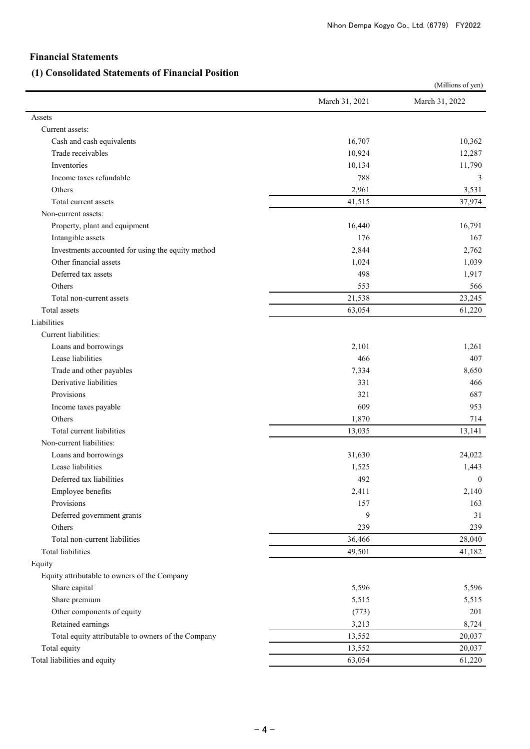## Financial Statements

### (1) Consolidated Statements of Financial Position

(Millions of yen)

| | March 31, 2021 | March 31, 2022 |
|---|---|---|
| Assets | | |
| Current assets: | | |
| Cash and cash equivalents | 16,707 | 10,362 |
| Trade receivables | 10,924 | 12,287 |
| Inventories | 10,134 | 11,790 |
| Income taxes refundable | 788 | 3 |
| Others | 2,961 | 3,531 |
| Total current assets | 41,515 | 37,974 |
| Non-current assets: | | |
| Property, plant and equipment | 16,440 | 16,791 |
| Intangible assets | 176 | 167 |
| Investments accounted for using the equity method | 2,844 | 2,762 |
| Other financial assets | 1,024 | 1,039 |
| Deferred tax assets | 498 | 1,917 |
| Others | 553 | 566 |
| Total non-current assets | 21,538 | 23,245 |
| Total assets | 63,054 | 61,220 |
| Liabilities | | |
| Current liabilities: | | |
| Loans and borrowings | 2,101 | 1,261 |
| Lease liabilities | 466 | 407 |
| Trade and other payables | 7,334 | 8,650 |
| Derivative liabilities | 331 | 466 |
| Provisions | 321 | 687 |
| Income taxes payable | 609 | 953 |
| Others | 1,870 | 714 |
| Total current liabilities | 13,035 | 13,141 |
| Non-current liabilities: | | |
| Loans and borrowings | 31,630 | 24,022 |
| Lease liabilities | 1,525 | 1,443 |
| Deferred tax liabilities | 492 | 0 |
| Employee benefits | 2,411 | 2,140 |
| Provisions | 157 | 163 |
| Deferred government grants | 9 | 31 |
| Others | 239 | 239 |
| Total non-current liabilities | 36,466 | 28,040 |
| Total liabilities | 49,501 | 41,182 |
| Equity | | |
| Equity attributable to owners of the Company | | |
| Share capital | 5,596 | 5,596 |
| Share premium | 5,515 | 5,515 |
| Other components of equity | (773) | 201 |
| Retained earnings | 3,213 | 8,724 |
| Total equity attributable to owners of the Company | 13,552 | 20,037 |
| Total equity | 13,552 | 20,037 |
| Total liabilities and equity | 63,054 | 61,220 |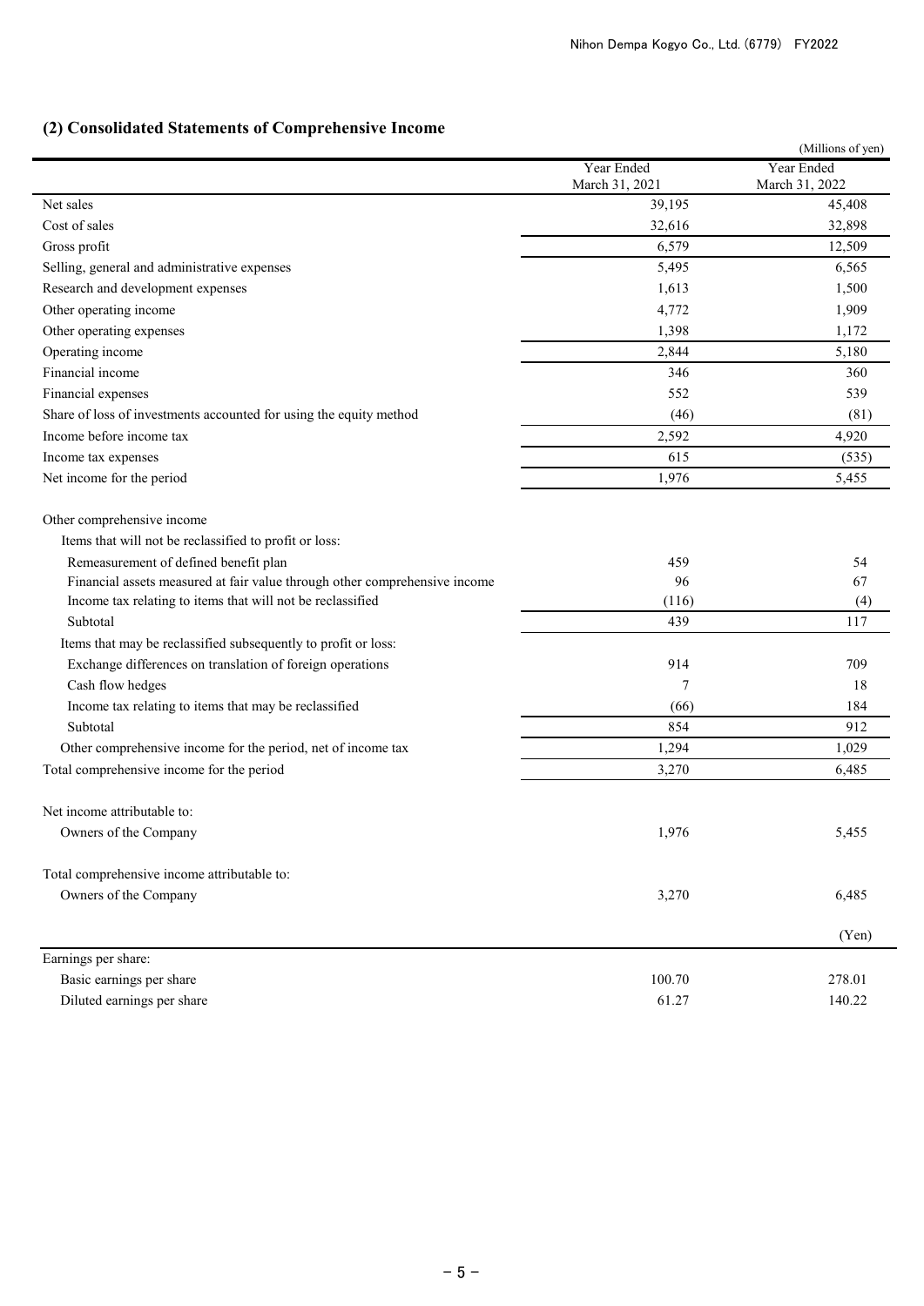## (2) Consolidated Statements of Comprehensive Income

(Millions of yen)

| | Year Ended March 31, 2021 | Year Ended March 31, 2022 |
|---|---|---|
| Net sales | 39,195 | 45,408 |
| Cost of sales | 32,616 | 32,898 |
| Gross profit | 6,579 | 12,509 |
| Selling, general and administrative expenses | 5,495 | 6,565 |
| Research and development expenses | 1,613 | 1,500 |
| Other operating income | 4,772 | 1,909 |
| Other operating expenses | 1,398 | 1,172 |
| Operating income | 2,844 | 5,180 |
| Financial income | 346 | 360 |
| Financial expenses | 552 | 539 |
| Share of loss of investments accounted for using the equity method | (46) | (81) |
| Income before income tax | 2,592 | 4,920 |
| Income tax expenses | 615 | (535) |
| Net income for the period | 1,976 | 5,455 |
| | | |
| Other comprehensive income | | |
| Items that will not be reclassified to profit or loss: | | |
| Remeasurement of defined benefit plan | 459 | 54 |
| Financial assets measured at fair value through other comprehensive income | 96 | 67 |
| Income tax relating to items that will not be reclassified | (116) | (4) |
| Subtotal | 439 | 117 |
| Items that may be reclassified subsequently to profit or loss: | | |
| Exchange differences on translation of foreign operations | 914 | 709 |
| Cash flow hedges | 7 | 18 |
| Income tax relating to items that may be reclassified | (66) | 184 |
| Subtotal | 854 | 912 |
| Other comprehensive income for the period, net of income tax | 1,294 | 1,029 |
| Total comprehensive income for the period | 3,270 | 6,485 |
| | | |
| Net income attributable to: | | |
| Owners of the Company | 1,976 | 5,455 |
| | | |
| Total comprehensive income attributable to: | | |
| Owners of the Company | 3,270 | 6,485 |

(Yen)

| | | |
|---|---|---|
| Earnings per share: | | |
| Basic earnings per share | 100.70 | 278.01 |
| Diluted earnings per share | 61.27 | 140.22 |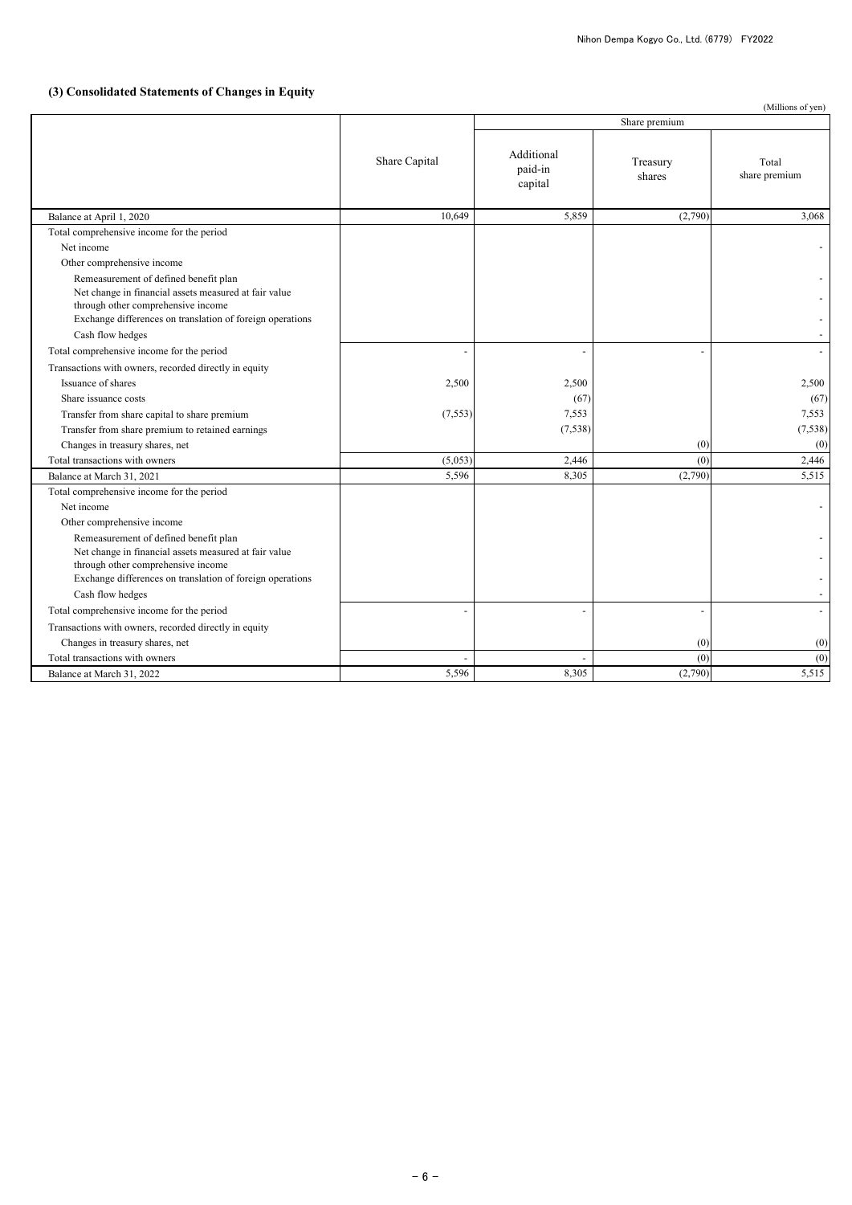### (3) Consolidated Statements of Changes in Equity

(Millions of yen)

| | Share Capital | Share premium | | |
|---|---|---|---|---|
| | | Additional paid-in capital | Treasury shares | Total share premium |
| Balance at April 1, 2020 | 10,649 | 5,859 | (2,790) | 3,068 |
| Total comprehensive income for the period | | | | |
| Net income | | | | - |
| Other comprehensive income | | | | |
| Remeasurement of defined benefit plan | | | | - |
| Net change in financial assets measured at fair value through other comprehensive income | | | | - |
| Exchange differences on translation of foreign operations | | | | - |
| Cash flow hedges | | | | - |
| Total comprehensive income for the period | - | - | - | - |
| Transactions with owners, recorded directly in equity | | | | |
| Issuance of shares | 2,500 | 2,500 | | 2,500 |
| Share issuance costs | | (67) | | (67) |
| Transfer from share capital to share premium | (7,553) | 7,553 | | 7,553 |
| Transfer from share premium to retained earnings | | (7,538) | | (7,538) |
| Changes in treasury shares, net | | | (0) | (0) |
| Total transactions with owners | (5,053) | 2,446 | (0) | 2,446 |
| Balance at March 31, 2021 | 5,596 | 8,305 | (2,790) | 5,515 |
| Total comprehensive income for the period | | | | |
| Net income | | | | - |
| Other comprehensive income | | | | |
| Remeasurement of defined benefit plan | | | | - |
| Net change in financial assets measured at fair value through other comprehensive income | | | | - |
| Exchange differences on translation of foreign operations | | | | - |
| Cash flow hedges | | | | - |
| Total comprehensive income for the period | - | - | - | - |
| Transactions with owners, recorded directly in equity | | | | |
| Changes in treasury shares, net | | | (0) | (0) |
| Total transactions with owners | - | - | (0) | (0) |
| Balance at March 31, 2022 | 5,596 | 8,305 | (2,790) | 5,515 |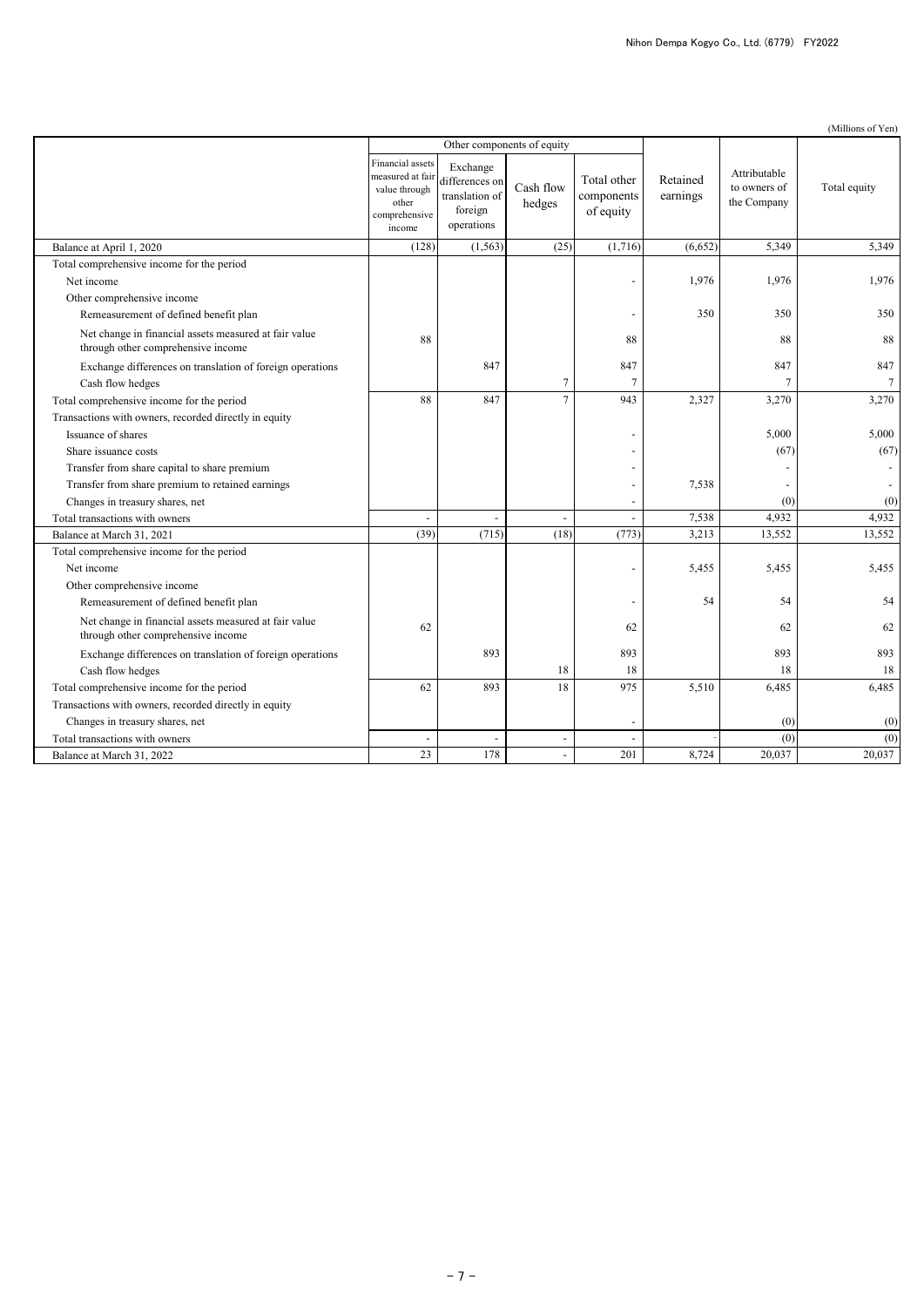(Millions of Yen)

| | Other components of equity | | | | | | |
|---|---|---|---|---|---|---|---|
| | Financial assets measured at fair value through other comprehensive income | Exchange differences on translation of foreign operations | Cash flow hedges | Total other components of equity | Retained earnings | Attributable to owners of the Company | Total equity |
| Balance at April 1, 2020 | (128) | (1,563) | (25) | (1,716) | (6,652) | 5,349 | 5,349 |
| Total comprehensive income for the period | | | | | | | |
| Net income | | | | - | 1,976 | 1,976 | 1,976 |
| Other comprehensive income | | | | | | | |
| Remeasurement of defined benefit plan | | | | - | 350 | 350 | 350 |
| Net change in financial assets measured at fair value through other comprehensive income | 88 | | | 88 | | 88 | 88 |
| Exchange differences on translation of foreign operations | | 847 | | 847 | | 847 | 847 |
| Cash flow hedges | | | 7 | 7 | | 7 | 7 |
| Total comprehensive income for the period | 88 | 847 | 7 | 943 | 2,327 | 3,270 | 3,270 |
| Transactions with owners, recorded directly in equity | | | | | | | |
| Issuance of shares | | | | - | | 5,000 | 5,000 |
| Share issuance costs | | | | - | | (67) | (67) |
| Transfer from share capital to share premium | | | | - | | - | - |
| Transfer from share premium to retained earnings | | | | - | 7,538 | - | - |
| Changes in treasury shares, net | | | | - | | (0) | (0) |
| Total transactions with owners | - | - | - | - | 7,538 | 4,932 | 4,932 |
| Balance at March 31, 2021 | (39) | (715) | (18) | (773) | 3,213 | 13,552 | 13,552 |
| Total comprehensive income for the period | | | | | | | |
| Net income | | | | - | 5,455 | 5,455 | 5,455 |
| Other comprehensive income | | | | | | | |
| Remeasurement of defined benefit plan | | | | - | 54 | 54 | 54 |
| Net change in financial assets measured at fair value through other comprehensive income | 62 | | | 62 | | 62 | 62 |
| Exchange differences on translation of foreign operations | | 893 | | 893 | | 893 | 893 |
| Cash flow hedges | | | 18 | 18 | | 18 | 18 |
| Total comprehensive income for the period | 62 | 893 | 18 | 975 | 5,510 | 6,485 | 6,485 |
| Transactions with owners, recorded directly in equity | | | | | | | |
| Changes in treasury shares, net | | | | - | | (0) | (0) |
| Total transactions with owners | - | - | - | - | - | (0) | (0) |
| Balance at March 31, 2022 | 23 | 178 | - | 201 | 8,724 | 20,037 | 20,037 |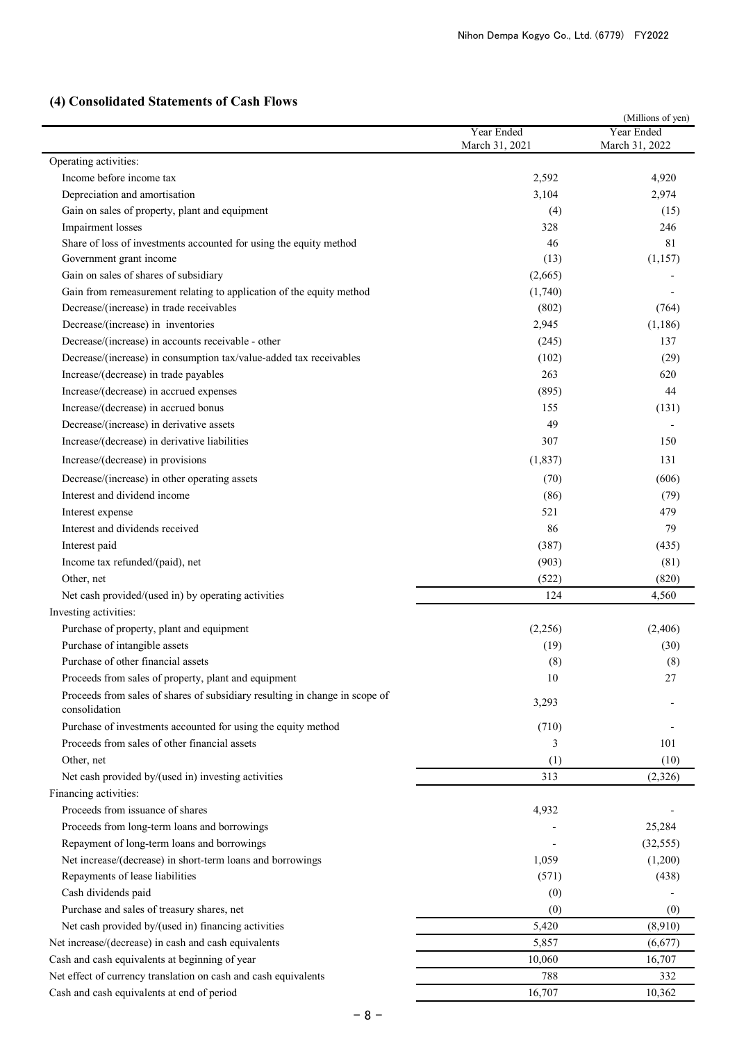### (4) Consolidated Statements of Cash Flows

(Millions of yen)

| | Year Ended March 31, 2021 | Year Ended March 31, 2022 |
|---|---|---|
| Operating activities: | | |
| Income before income tax | 2,592 | 4,920 |
| Depreciation and amortisation | 3,104 | 2,974 |
| Gain on sales of property, plant and equipment | (4) | (15) |
| Impairment losses | 328 | 246 |
| Share of loss of investments accounted for using the equity method | 46 | 81 |
| Government grant income | (13) | (1,157) |
| Gain on sales of shares of subsidiary | (2,665) | - |
| Gain from remeasurement relating to application of the equity method | (1,740) | - |
| Decrease/(increase) in trade receivables | (802) | (764) |
| Decrease/(increase) in inventories | 2,945 | (1,186) |
| Decrease/(increase) in accounts receivable - other | (245) | 137 |
| Decrease/(increase) in consumption tax/value-added tax receivables | (102) | (29) |
| Increase/(decrease) in trade payables | 263 | 620 |
| Increase/(decrease) in accrued expenses | (895) | 44 |
| Increase/(decrease) in accrued bonus | 155 | (131) |
| Decrease/(increase) in derivative assets | 49 | - |
| Increase/(decrease) in derivative liabilities | 307 | 150 |
| Increase/(decrease) in provisions | (1,837) | 131 |
| Decrease/(increase) in other operating assets | (70) | (606) |
| Interest and dividend income | (86) | (79) |
| Interest expense | 521 | 479 |
| Interest and dividends received | 86 | 79 |
| Interest paid | (387) | (435) |
| Income tax refunded/(paid), net | (903) | (81) |
| Other, net | (522) | (820) |
| Net cash provided/(used in) by operating activities | 124 | 4,560 |
| Investing activities: | | |
| Purchase of property, plant and equipment | (2,256) | (2,406) |
| Purchase of intangible assets | (19) | (30) |
| Purchase of other financial assets | (8) | (8) |
| Proceeds from sales of property, plant and equipment | 10 | 27 |
| Proceeds from sales of shares of subsidiary resulting in change in scope of consolidation | 3,293 | - |
| Purchase of investments accounted for using the equity method | (710) | - |
| Proceeds from sales of other financial assets | 3 | 101 |
| Other, net | (1) | (10) |
| Net cash provided by/(used in) investing activities | 313 | (2,326) |
| Financing activities: | | |
| Proceeds from issuance of shares | 4,932 | - |
| Proceeds from long-term loans and borrowings | - | 25,284 |
| Repayment of long-term loans and borrowings | - | (32,555) |
| Net increase/(decrease) in short-term loans and borrowings | 1,059 | (1,200) |
| Repayments of lease liabilities | (571) | (438) |
| Cash dividends paid | (0) | - |
| Purchase and sales of treasury shares, net | (0) | (0) |
| Net cash provided by/(used in) financing activities | 5,420 | (8,910) |
| Net increase/(decrease) in cash and cash equivalents | 5,857 | (6,677) |
| Cash and cash equivalents at beginning of year | 10,060 | 16,707 |
| Net effect of currency translation on cash and cash equivalents | 788 | 332 |
| Cash and cash equivalents at end of period | 16,707 | 10,362 |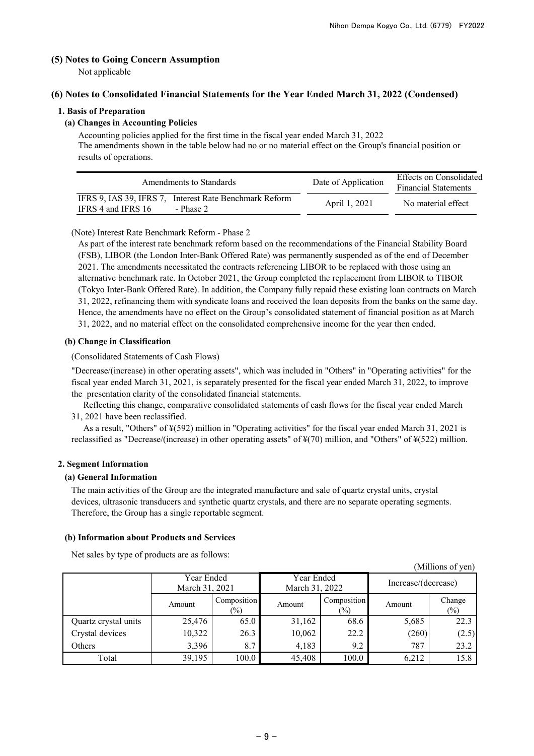## (5) Notes to Going Concern Assumption

Not applicable

## (6) Notes to Consolidated Financial Statements for the Year Ended March 31, 2022 (Condensed)

### 1. Basis of Preparation

#### (a) Changes in Accounting Policies

Accounting policies applied for the first time in the fiscal year ended March 31, 2022
The amendments shown in the table below had no or no material effect on the Group's financial position or results of operations.

| Amendments to Standards | | Date of Application | Effects on Consolidated Financial Statements |
|---|---|---|---|
| IFRS 9, IAS 39, IFRS 7, IFRS 4 and IFRS 16 | Interest Rate Benchmark Reform - Phase 2 | April 1, 2021 | No material effect |

(Note) Interest Rate Benchmark Reform - Phase 2

As part of the interest rate benchmark reform based on the recommendations of the Financial Stability Board (FSB), LIBOR (the London Inter-Bank Offered Rate) was permanently suspended as of the end of December 2021. The amendments necessitated the contracts referencing LIBOR to be replaced with those using an alternative benchmark rate. In October 2021, the Group completed the replacement from LIBOR to TIBOR (Tokyo Inter-Bank Offered Rate). In addition, the Company fully repaid these existing loan contracts on March 31, 2022, refinancing them with syndicate loans and received the loan deposits from the banks on the same day. Hence, the amendments have no effect on the Group's consolidated statement of financial position as at March 31, 2022, and no material effect on the consolidated comprehensive income for the year then ended.

#### (b) Change in Classification

(Consolidated Statements of Cash Flows)

"Decrease/(increase) in other operating assets", which was included in "Others" in "Operating activities" for the fiscal year ended March 31, 2021, is separately presented for the fiscal year ended March 31, 2022, to improve the presentation clarity of the consolidated financial statements.

Reflecting this change, comparative consolidated statements of cash flows for the fiscal year ended March 31, 2021 have been reclassified.

As a result, "Others" of ¥(592) million in "Operating activities" for the fiscal year ended March 31, 2021 is reclassified as "Decrease/(increase) in other operating assets" of ¥(70) million, and "Others" of ¥(522) million.

### 2. Segment Information

#### (a) General Information

The main activities of the Group are the integrated manufacture and sale of quartz crystal units, crystal devices, ultrasonic transducers and synthetic quartz crystals, and there are no separate operating segments. Therefore, the Group has a single reportable segment.

#### (b) Information about Products and Services

Net sales by type of products are as follows:

(Millions of yen)

| | Year Ended March 31, 2021 | | Year Ended March 31, 2022 | | Increase/(decrease) | |
|---|---|---|---|---|---|---|
| | Amount | Composition (%) | Amount | Composition (%) | Amount | Change (%) |
| Quartz crystal units | 25,476 | 65.0 | 31,162 | 68.6 | 5,685 | 22.3 |
| Crystal devices | 10,322 | 26.3 | 10,062 | 22.2 | (260) | (2.5) |
| Others | 3,396 | 8.7 | 4,183 | 9.2 | 787 | 23.2 |
| Total | 39,195 | 100.0 | 45,408 | 100.0 | 6,212 | 15.8 |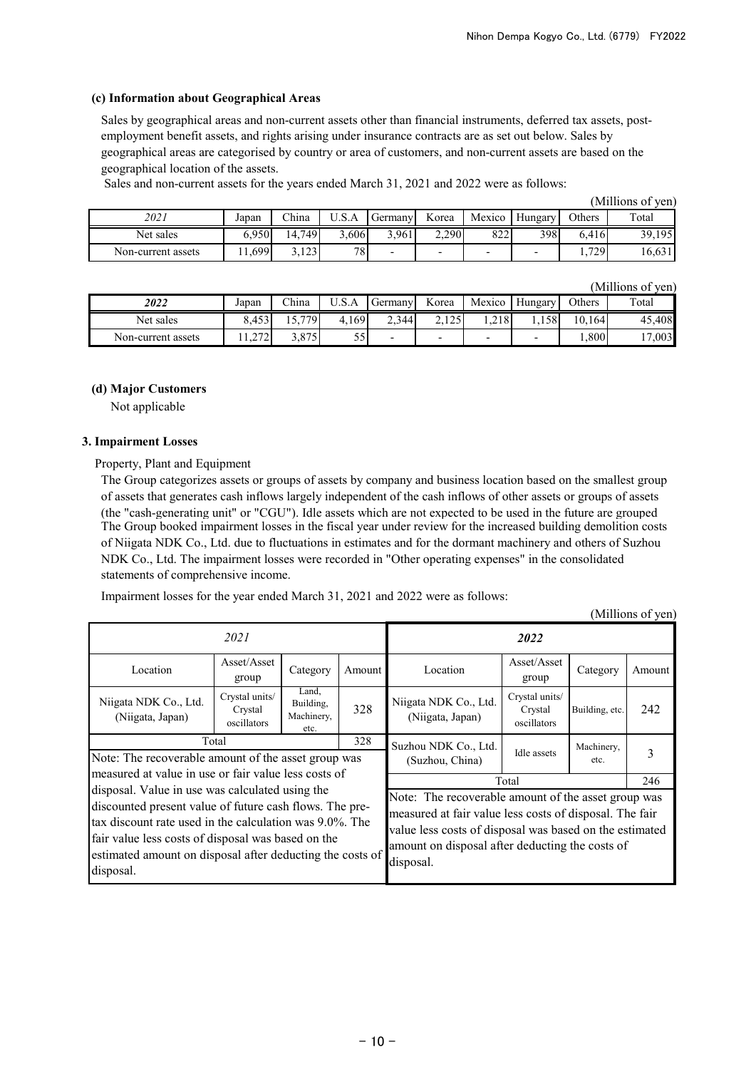### (c) Information about Geographical Areas

Sales by geographical areas and non-current assets other than financial instruments, deferred tax assets, post-employment benefit assets, and rights arising under insurance contracts are as set out below. Sales by geographical areas are categorised by country or area of customers, and non-current assets are based on the geographical location of the assets.

Sales and non-current assets for the years ended March 31, 2021 and 2022 were as follows:

(Millions of yen)

| *2021* | Japan | China | U.S.A | Germany | Korea | Mexico | Hungary | Others | Total |
|---|---|---|---|---|---|---|---|---|---|
| Net sales | 6,950 | 14,749 | 3,606 | 3,961 | 2,290 | 822 | 398 | 6,416 | 39,195 |
| Non-current assets | 11,699 | 3,123 | 78 | - | - | - | - | 1,729 | 16,631 |

(Millions of yen)

| ***2022*** | Japan | China | U.S.A | Germany | Korea | Mexico | Hungary | Others | Total |
|---|---|---|---|---|---|---|---|---|---|
| Net sales | 8,453 | 15,779 | 4,169 | 2,344 | 2,125 | 1,218 | 1,158 | 10,164 | 45,408 |
| Non-current assets | 11,272 | 3,875 | 55 | - | - | - | - | 1,800 | 17,003 |

### (d) Major Customers

Not applicable

### 3. Impairment Losses

Property, Plant and Equipment

The Group categorizes assets or groups of assets by company and business location based on the smallest group of assets that generates cash inflows largely independent of the cash inflows of other assets or groups of assets (the "cash-generating unit" or "CGU"). Idle assets which are not expected to be used in the future are grouped The Group booked impairment losses in the fiscal year under review for the increased building demolition costs of Niigata NDK Co., Ltd. due to fluctuations in estimates and for the dormant machinery and others of Suzhou NDK Co., Ltd. The impairment losses were recorded in "Other operating expenses" in the consolidated statements of comprehensive income.

Impairment losses for the year ended March 31, 2021 and 2022 were as follows:

(Millions of yen)

*2021*

| Location | Asset/Asset group | Category | Amount |
|---|---|---|---|
| Niigata NDK Co., Ltd. (Niigata, Japan) | Crystal units/ Crystal oscillators | Land, Building, Machinery, etc. | 328 |
| Total | | | 328 |

Note: The recoverable amount of the asset group was measured at value in use or fair value less costs of disposal. Value in use was calculated using the discounted present value of future cash flows. The pre-tax discount rate used in the calculation was 9.0%. The fair value less costs of disposal was based on the estimated amount on disposal after deducting the costs of disposal.

***2022***

| Location | Asset/Asset group | Category | Amount |
|---|---|---|---|
| Niigata NDK Co., Ltd. (Niigata, Japan) | Crystal units/ Crystal oscillators | Building, etc. | 242 |
| Suzhou NDK Co., Ltd. (Suzhou, China) | Idle assets | Machinery, etc. | 3 |
| Total | | | 246 |

Note: The recoverable amount of the asset group was measured at fair value less costs of disposal. The fair value less costs of disposal was based on the estimated amount on disposal after deducting the costs of disposal.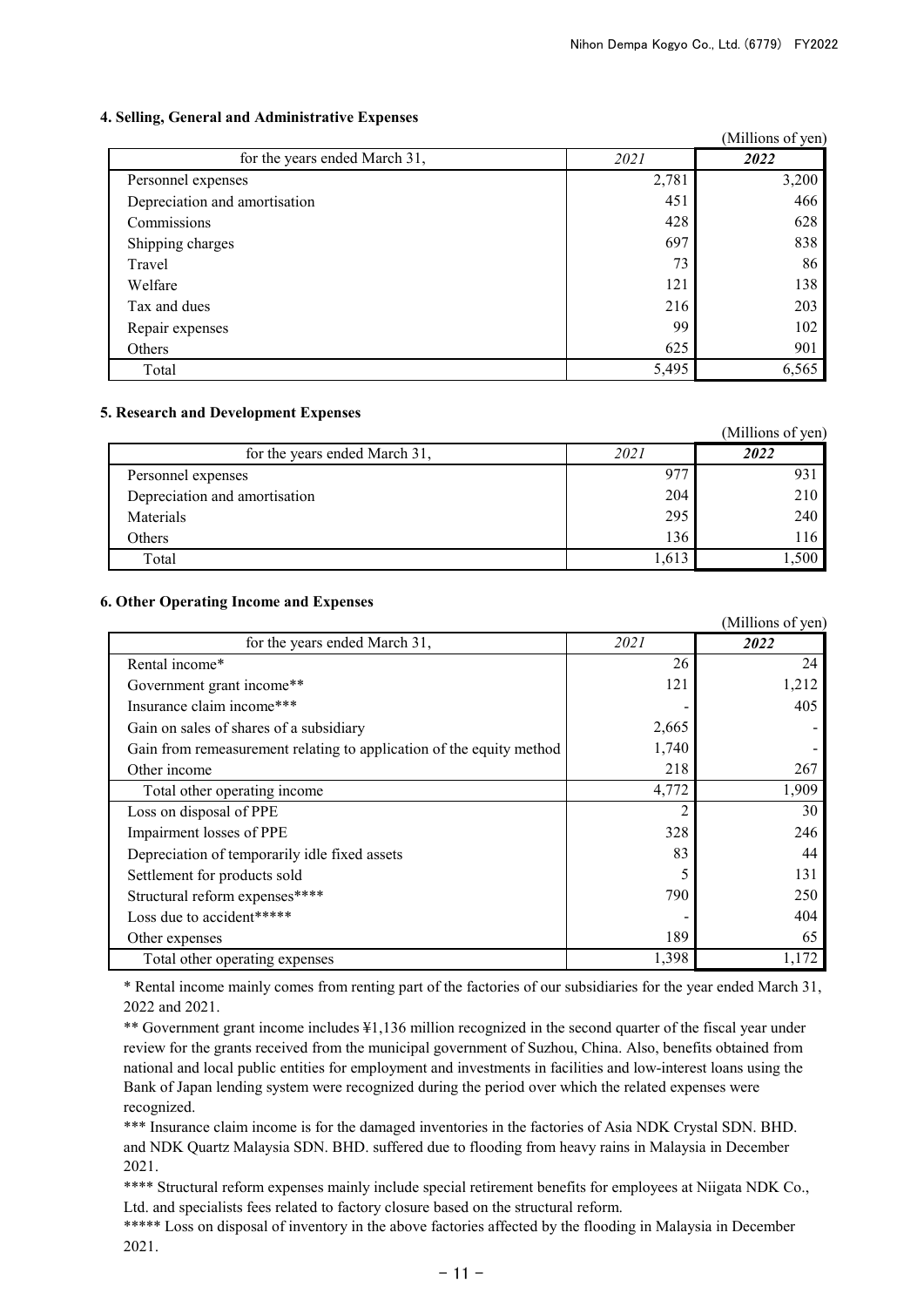### 4. Selling, General and Administrative Expenses

(Millions of yen)

| for the years ended March 31, | 2021 | 2022 |
|---|---|---|
| Personnel expenses | 2,781 | 3,200 |
| Depreciation and amortisation | 451 | 466 |
| Commissions | 428 | 628 |
| Shipping charges | 697 | 838 |
| Travel | 73 | 86 |
| Welfare | 121 | 138 |
| Tax and dues | 216 | 203 |
| Repair expenses | 99 | 102 |
| Others | 625 | 901 |
| Total | 5,495 | 6,565 |

### 5. Research and Development Expenses

(Millions of yen)

| for the years ended March 31, | 2021 | 2022 |
|---|---|---|
| Personnel expenses | 977 | 931 |
| Depreciation and amortisation | 204 | 210 |
| Materials | 295 | 240 |
| Others | 136 | 116 |
| Total | 1,613 | 1,500 |

### 6. Other Operating Income and Expenses

(Millions of yen)

| for the years ended March 31, | 2021 | 2022 |
|---|---|---|
| Rental income* | 26 | 24 |
| Government grant income** | 121 | 1,212 |
| Insurance claim income*** | - | 405 |
| Gain on sales of shares of a subsidiary | 2,665 | - |
| Gain from remeasurement relating to application of the equity method | 1,740 | - |
| Other income | 218 | 267 |
| Total other operating income | 4,772 | 1,909 |
| Loss on disposal of PPE | 2 | 30 |
| Impairment losses of PPE | 328 | 246 |
| Depreciation of temporarily idle fixed assets | 83 | 44 |
| Settlement for products sold | 5 | 131 |
| Structural reform expenses**** | 790 | 250 |
| Loss due to accident***** | - | 404 |
| Other expenses | 189 | 65 |
| Total other operating expenses | 1,398 | 1,172 |

* Rental income mainly comes from renting part of the factories of our subsidiaries for the year ended March 31, 2022 and 2021.

** Government grant income includes ¥1,136 million recognized in the second quarter of the fiscal year under review for the grants received from the municipal government of Suzhou, China. Also, benefits obtained from national and local public entities for employment and investments in facilities and low-interest loans using the Bank of Japan lending system were recognized during the period over which the related expenses were recognized.

*** Insurance claim income is for the damaged inventories in the factories of Asia NDK Crystal SDN. BHD. and NDK Quartz Malaysia SDN. BHD. suffered due to flooding from heavy rains in Malaysia in December 2021.

**** Structural reform expenses mainly include special retirement benefits for employees at Niigata NDK Co., Ltd. and specialists fees related to factory closure based on the structural reform.

***** Loss on disposal of inventory in the above factories affected by the flooding in Malaysia in December 2021.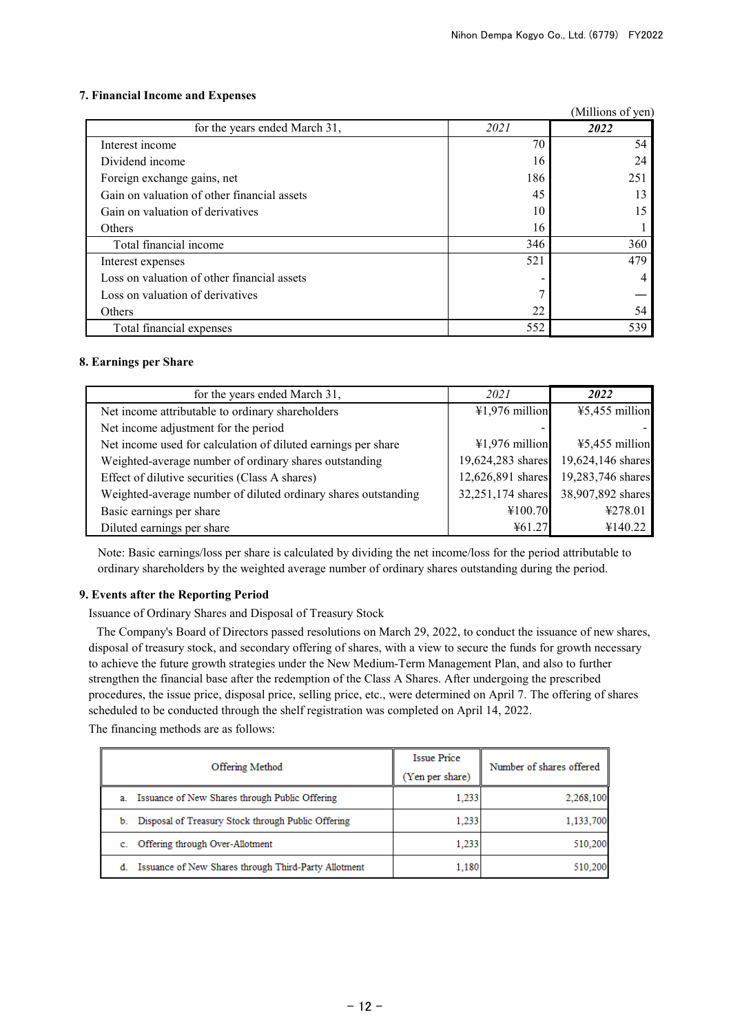### 7. Financial Income and Expenses

(Millions of yen)

| for the years ended March 31, | 2021 | 2022 |
|---|---|---|
| Interest income | 70 | 54 |
| Dividend income | 16 | 24 |
| Foreign exchange gains, net | 186 | 251 |
| Gain on valuation of other financial assets | 45 | 13 |
| Gain on valuation of derivatives | 10 | 15 |
| Others | 16 | 1 |
| Total financial income | 346 | 360 |
| Interest expenses | 521 | 479 |
| Loss on valuation of other financial assets | - | 4 |
| Loss on valuation of derivatives | 7 | — |
| Others | 22 | 54 |
| Total financial expenses | 552 | 539 |

### 8. Earnings per Share

| for the years ended March 31, | 2021 | 2022 |
|---|---|---|
| Net income attributable to ordinary shareholders | ¥1,976 million | ¥5,455 million |
| Net income adjustment for the period | - | - |
| Net income used for calculation of diluted earnings per share | ¥1,976 million | ¥5,455 million |
| Weighted-average number of ordinary shares outstanding | 19,624,283 shares | 19,624,146 shares |
| Effect of dilutive securities (Class A shares) | 12,626,891 shares | 19,283,746 shares |
| Weighted-average number of diluted ordinary shares outstanding | 32,251,174 shares | 38,907,892 shares |
| Basic earnings per share | ¥100.70 | ¥278.01 |
| Diluted earnings per share | ¥61.27 | ¥140.22 |

Note: Basic earnings/loss per share is calculated by dividing the net income/loss for the period attributable to ordinary shareholders by the weighted average number of ordinary shares outstanding during the period.

### 9. Events after the Reporting Period

Issuance of Ordinary Shares and Disposal of Treasury Stock

The Company's Board of Directors passed resolutions on March 29, 2022, to conduct the issuance of new shares, disposal of treasury stock, and secondary offering of shares, with a view to secure the funds for growth necessary to achieve the future growth strategies under the New Medium-Term Management Plan, and also to further strengthen the financial base after the redemption of the Class A Shares. After undergoing the prescribed procedures, the issue price, disposal price, selling price, etc., were determined on April 7. The offering of shares scheduled to be conducted through the shelf registration was completed on April 14, 2022.

The financing methods are as follows:

| Offering Method | Issue Price (Yen per share) | Number of shares offered |
|---|---|---|
| a. Issuance of New Shares through Public Offering | 1,233 | 2,268,100 |
| b. Disposal of Treasury Stock through Public Offering | 1,233 | 1,133,700 |
| c. Offering through Over-Allotment | 1,233 | 510,200 |
| d. Issuance of New Shares through Third-Party Allotment | 1,180 | 510,200 |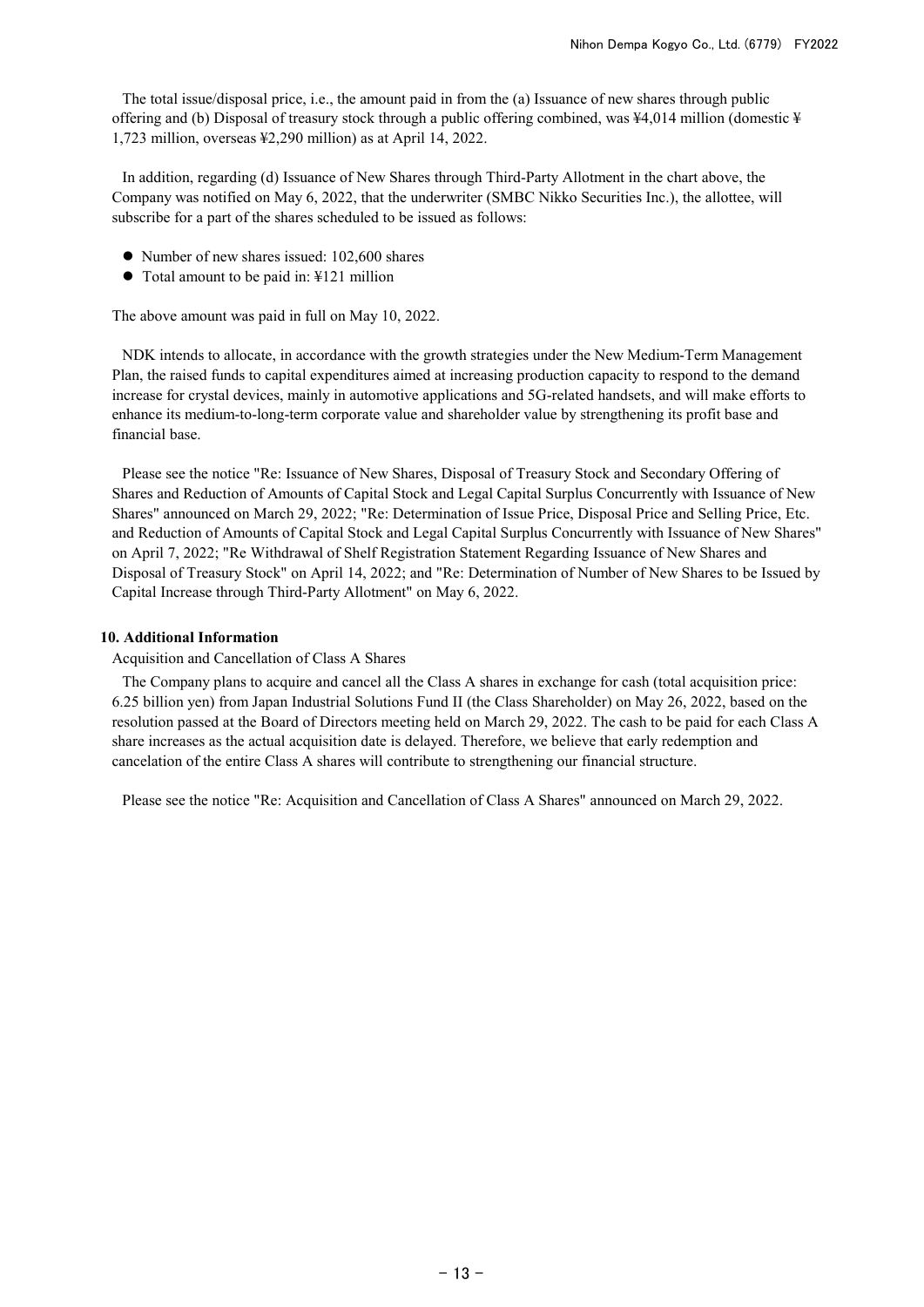The total issue/disposal price, i.e., the amount paid in from the (a) Issuance of new shares through public offering and (b) Disposal of treasury stock through a public offering combined, was ¥4,014 million (domestic ¥ 1,723 million, overseas ¥2,290 million) as at April 14, 2022.

In addition, regarding (d) Issuance of New Shares through Third-Party Allotment in the chart above, the Company was notified on May 6, 2022, that the underwriter (SMBC Nikko Securities Inc.), the allottee, will subscribe for a part of the shares scheduled to be issued as follows:

- Number of new shares issued: 102,600 shares
- Total amount to be paid in: ¥121 million

The above amount was paid in full on May 10, 2022.

NDK intends to allocate, in accordance with the growth strategies under the New Medium-Term Management Plan, the raised funds to capital expenditures aimed at increasing production capacity to respond to the demand increase for crystal devices, mainly in automotive applications and 5G-related handsets, and will make efforts to enhance its medium-to-long-term corporate value and shareholder value by strengthening its profit base and financial base.

Please see the notice "Re: Issuance of New Shares, Disposal of Treasury Stock and Secondary Offering of Shares and Reduction of Amounts of Capital Stock and Legal Capital Surplus Concurrently with Issuance of New Shares" announced on March 29, 2022; "Re: Determination of Issue Price, Disposal Price and Selling Price, Etc. and Reduction of Amounts of Capital Stock and Legal Capital Surplus Concurrently with Issuance of New Shares" on April 7, 2022; "Re Withdrawal of Shelf Registration Statement Regarding Issuance of New Shares and Disposal of Treasury Stock" on April 14, 2022; and "Re: Determination of Number of New Shares to be Issued by Capital Increase through Third-Party Allotment" on May 6, 2022.

**10. Additional Information**

Acquisition and Cancellation of Class A Shares

The Company plans to acquire and cancel all the Class A shares in exchange for cash (total acquisition price: 6.25 billion yen) from Japan Industrial Solutions Fund II (the Class Shareholder) on May 26, 2022, based on the resolution passed at the Board of Directors meeting held on March 29, 2022. The cash to be paid for each Class A share increases as the actual acquisition date is delayed. Therefore, we believe that early redemption and cancelation of the entire Class A shares will contribute to strengthening our financial structure.

Please see the notice "Re: Acquisition and Cancellation of Class A Shares" announced on March 29, 2022.